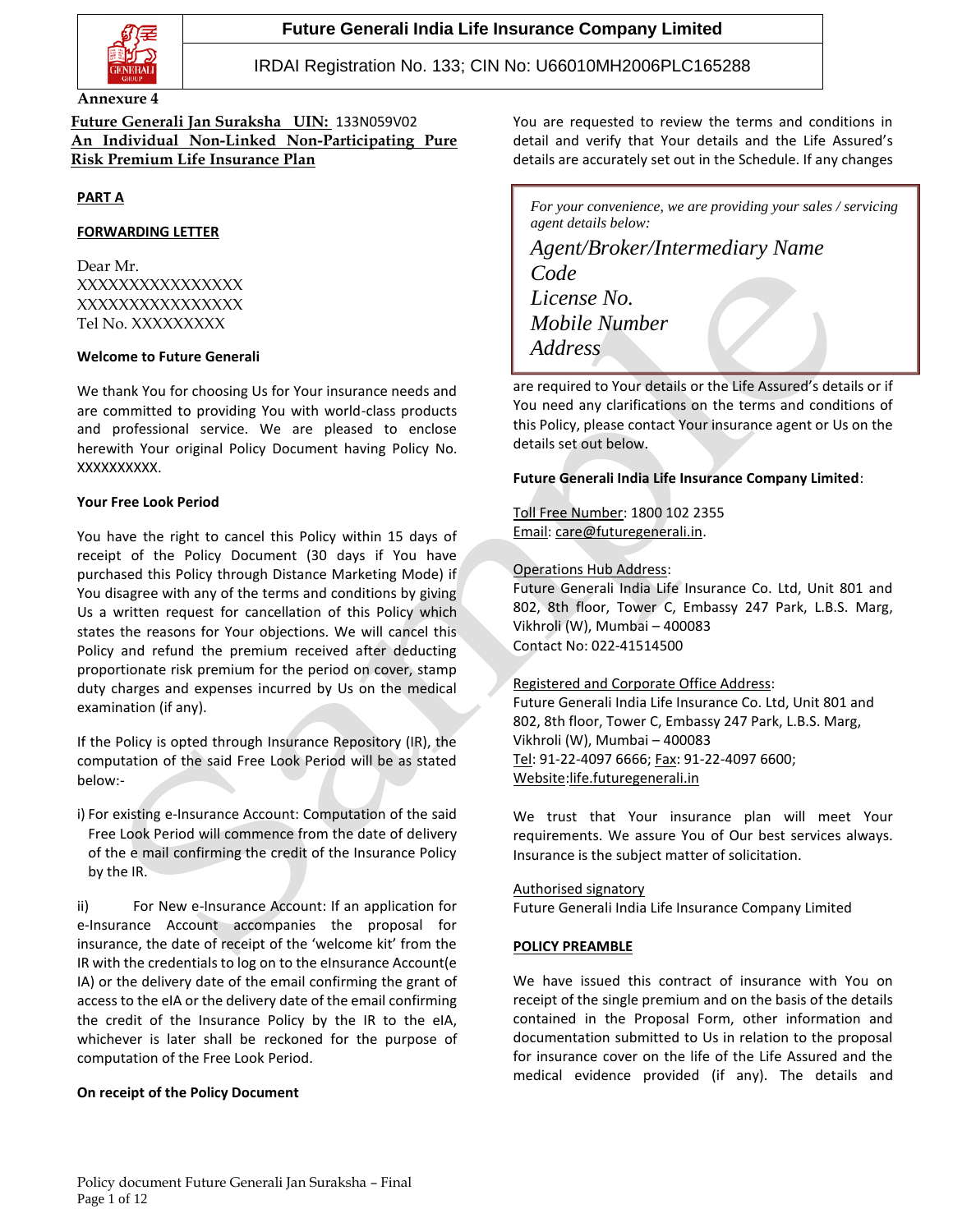**Future Generali India Life Insurance Company Limited**

IRDAI Registration No. 133; CIN No: U66010MH2006PLC165288

**Annexure 4**

**Future Generali Jan Suraksha UIN:** 133N059V02

**An Individual Non-Linked Non-Participating Pure Risk Premium Life Insurance Plan**

## PART A

### FORWARDING LETTER

Dear Mr.
XXXXXXXXXXXXXXX
XXXXXXXXXXXXXXX
Tel No. XXXXXXXXX

**Welcome to Future Generali**

We thank You for choosing Us for Your insurance needs and are committed to providing You with world-class products and professional service. We are pleased to enclose herewith Your original Policy Document having Policy No. XXXXXXXXXX.

**Your Free Look Period**

You have the right to cancel this Policy within 15 days of receipt of the Policy Document (30 days if You have purchased this Policy through Distance Marketing Mode) if You disagree with any of the terms and conditions by giving Us a written request for cancellation of this Policy which states the reasons for Your objections. We will cancel this Policy and refund the premium received after deducting proportionate risk premium for the period on cover, stamp duty charges and expenses incurred by Us on the medical examination (if any).

If the Policy is opted through Insurance Repository (IR), the computation of the said Free Look Period will be as stated below:-

i) For existing e-Insurance Account: Computation of the said Free Look Period will commence from the date of delivery of the e mail confirming the credit of the Insurance Policy by the IR.

ii) For New e-Insurance Account: If an application for e-Insurance Account accompanies the proposal for insurance, the date of receipt of the 'welcome kit' from the IR with the credentials to log on to the eInsurance Account(e IA) or the delivery date of the email confirming the grant of access to the eIA or the delivery date of the email confirming the credit of the Insurance Policy by the IR to the eIA, whichever is later shall be reckoned for the purpose of computation of the Free Look Period.

**On receipt of the Policy Document**

You are requested to review the terms and conditions in detail and verify that Your details and the Life Assured's details are accurately set out in the Schedule. If any changes are required to Your details or the Life Assured's details or if You need any clarifications on the terms and conditions of this Policy, please contact Your insurance agent or Us on the details set out below.

> *For your convenience, we are providing your sales / servicing agent details below:*
>
> *Agent/Broker/Intermediary Name*
> *Code*
> *License No.*
> *Mobile Number*
> *Address*

**Future Generali India Life Insurance Company Limited**:

Toll Free Number: 1800 102 2355
Email: care@futuregenerali.in.

Operations Hub Address:
Future Generali India Life Insurance Co. Ltd, Unit 801 and 802, 8th floor, Tower C, Embassy 247 Park, L.B.S. Marg, Vikhroli (W), Mumbai – 400083
Contact No: 022-41514500

Registered and Corporate Office Address:
Future Generali India Life Insurance Co. Ltd, Unit 801 and 802, 8th floor, Tower C, Embassy 247 Park, L.B.S. Marg, Vikhroli (W), Mumbai – 400083
Tel: 91-22-4097 6666; Fax: 91-22-4097 6600;
Website:life.futuregenerali.in

We trust that Your insurance plan will meet Your requirements. We assure You of Our best services always. Insurance is the subject matter of solicitation.

Authorised signatory
Future Generali India Life Insurance Company Limited

### POLICY PREAMBLE

We have issued this contract of insurance with You on receipt of the single premium and on the basis of the details contained in the Proposal Form, other information and documentation submitted to Us in relation to the proposal for insurance cover on the life of the Life Assured and the medical evidence provided (if any). The details and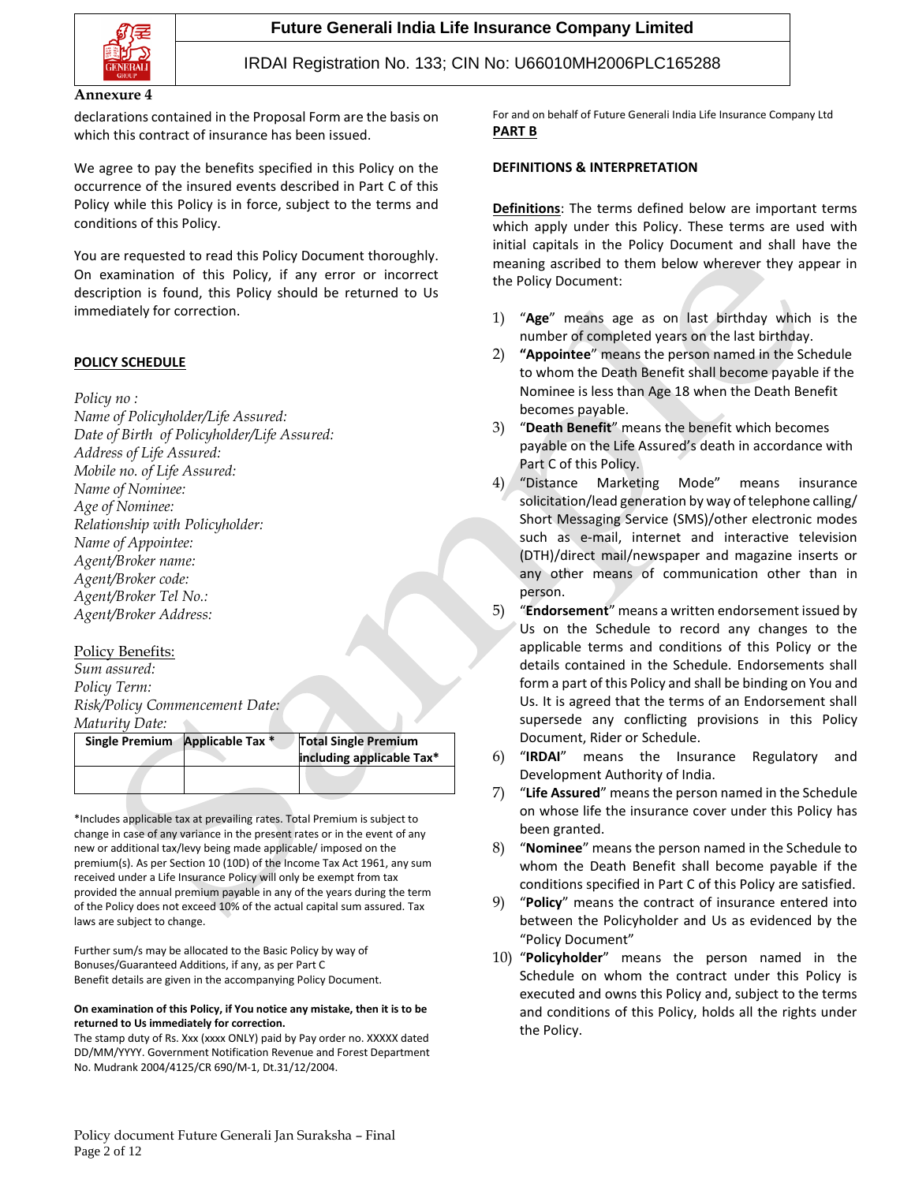Annexure 4

declarations contained in the Proposal Form are the basis on which this contract of insurance has been issued.

We agree to pay the benefits specified in this Policy on the occurrence of the insured events described in Part C of this Policy while this Policy is in force, subject to the terms and conditions of this Policy.

You are requested to read this Policy Document thoroughly. On examination of this Policy, if any error or incorrect description is found, this Policy should be returned to Us immediately for correction.

**POLICY SCHEDULE**

*Policy no :*
*Name of Policyholder/Life Assured:*
*Date of Birth of Policyholder/Life Assured:*
*Address of Life Assured:*
*Mobile no. of Life Assured:*
*Name of Nominee:*
*Age of Nominee:*
*Relationship with Policyholder:*
*Name of Appointee:*
*Agent/Broker name:*
*Agent/Broker code:*
*Agent/Broker Tel No.:*
*Agent/Broker Address:*

Policy Benefits:
*Sum assured:*
*Policy Term:*
*Risk/Policy Commencement Date:*
*Maturity Date:*

| Single Premium | Applicable Tax * | Total Single Premium including applicable Tax* |
|---|---|---|
| | | |

*Includes applicable tax at prevailing rates. Total Premium is subject to change in case of any variance in the present rates or in the event of any new or additional tax/levy being made applicable/ imposed on the premium(s). As per Section 10 (10D) of the Income Tax Act 1961, any sum received under a Life Insurance Policy will only be exempt from tax provided the annual premium payable in any of the years during the term of the Policy does not exceed 10% of the actual capital sum assured. Tax laws are subject to change.

Further sum/s may be allocated to the Basic Policy by way of Bonuses/Guaranteed Additions, if any, as per Part C
Benefit details are given in the accompanying Policy Document.

**On examination of this Policy, if You notice any mistake, then it is to be returned to Us immediately for correction.**
The stamp duty of Rs. Xxx (xxxx ONLY) paid by Pay order no. XXXXX dated DD/MM/YYYY. Government Notification Revenue and Forest Department No. Mudrank 2004/4125/CR 690/M-1, Dt.31/12/2004.

For and on behalf of Future Generali India Life Insurance Company Ltd

**PART B**

**DEFINITIONS & INTERPRETATION**

**Definitions**: The terms defined below are important terms which apply under this Policy. These terms are used with initial capitals in the Policy Document and shall have the meaning ascribed to them below wherever they appear in the Policy Document:

1) "**Age**" means age as on last birthday which is the number of completed years on the last birthday.
2) **"Appointee**" means the person named in the Schedule to whom the Death Benefit shall become payable if the Nominee is less than Age 18 when the Death Benefit becomes payable.
3) "**Death Benefit**" means the benefit which becomes payable on the Life Assured's death in accordance with Part C of this Policy.
4) "Distance Marketing Mode" means insurance solicitation/lead generation by way of telephone calling/ Short Messaging Service (SMS)/other electronic modes such as e-mail, internet and interactive television (DTH)/direct mail/newspaper and magazine inserts or any other means of communication other than in person.
5) "**Endorsement**" means a written endorsement issued by Us on the Schedule to record any changes to the applicable terms and conditions of this Policy or the details contained in the Schedule. Endorsements shall form a part of this Policy and shall be binding on You and Us. It is agreed that the terms of an Endorsement shall supersede any conflicting provisions in this Policy Document, Rider or Schedule.
6) "**IRDAI**" means the Insurance Regulatory and Development Authority of India.
7) "**Life Assured**" means the person named in the Schedule on whose life the insurance cover under this Policy has been granted.
8) "**Nominee**" means the person named in the Schedule to whom the Death Benefit shall become payable if the conditions specified in Part C of this Policy are satisfied.
9) "**Policy**" means the contract of insurance entered into between the Policyholder and Us as evidenced by the "Policy Document"
10) "**Policyholder**" means the person named in the Schedule on whom the contract under this Policy is executed and owns this Policy and, subject to the terms and conditions of this Policy, holds all the rights under the Policy.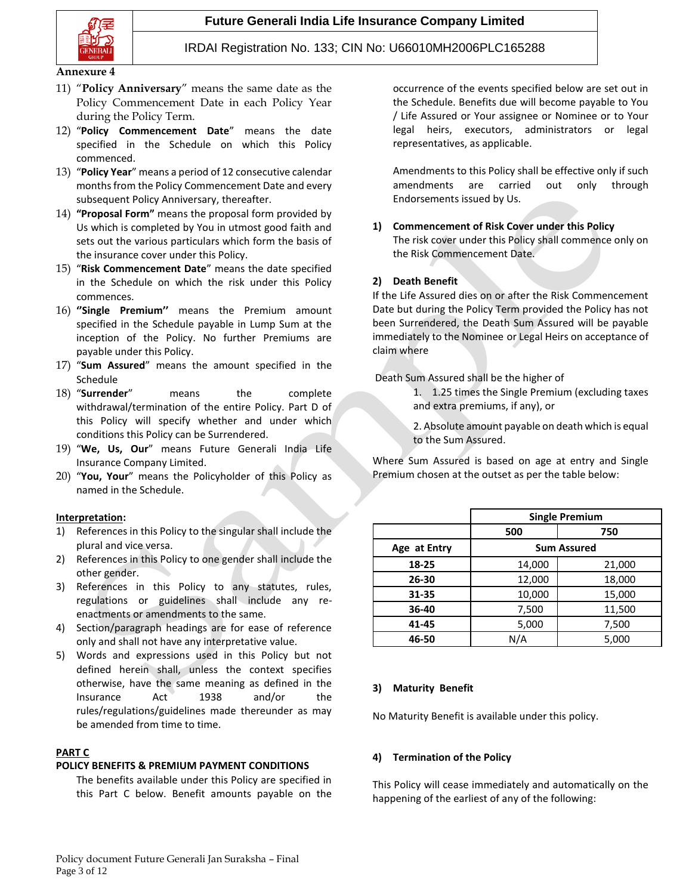Annexure 4

11) "**Policy Anniversary**" means the same date as the Policy Commencement Date in each Policy Year during the Policy Term.
12) "**Policy Commencement Date**" means the date specified in the Schedule on which this Policy commenced.
13) "**Policy Year**" means a period of 12 consecutive calendar months from the Policy Commencement Date and every subsequent Policy Anniversary, thereafter.
14) **"Proposal Form"** means the proposal form provided by Us which is completed by You in utmost good faith and sets out the various particulars which form the basis of the insurance cover under this Policy.
15) "**Risk Commencement Date**" means the date specified in the Schedule on which the risk under this Policy commences.
16) **"Single Premium"** means the Premium amount specified in the Schedule payable in Lump Sum at the inception of the Policy. No further Premiums are payable under this Policy.
17) "**Sum Assured**" means the amount specified in the Schedule
18) "**Surrender**" means the complete withdrawal/termination of the entire Policy. Part D of this Policy will specify whether and under which conditions this Policy can be Surrendered.
19) "**We, Us, Our**" means Future Generali India Life Insurance Company Limited.
20) "**You, Your**" means the Policyholder of this Policy as named in the Schedule.

**Interpretation:**

1) References in this Policy to the singular shall include the plural and vice versa.
2) References in this Policy to one gender shall include the other gender.
3) References in this Policy to any statutes, rules, regulations or guidelines shall include any re-enactments or amendments to the same.
4) Section/paragraph headings are for ease of reference only and shall not have any interpretative value.
5) Words and expressions used in this Policy but not defined herein shall, unless the context specifies otherwise, have the same meaning as defined in the Insurance Act 1938 and/or the rules/regulations/guidelines made thereunder as may be amended from time to time.

## PART C
## POLICY BENEFITS & PREMIUM PAYMENT CONDITIONS

The benefits available under this Policy are specified in this Part C below. Benefit amounts payable on the occurrence of the events specified below are set out in the Schedule. Benefits due will become payable to You / Life Assured or Your assignee or Nominee or to Your legal heirs, executors, administrators or legal representatives, as applicable.

Amendments to this Policy shall be effective only if such amendments are carried out only through Endorsements issued by Us.

**1) Commencement of Risk Cover under this Policy**

The risk cover under this Policy shall commence only on the Risk Commencement Date.

**2) Death Benefit**

If the Life Assured dies on or after the Risk Commencement Date but during the Policy Term provided the Policy has not been Surrendered, the Death Sum Assured will be payable immediately to the Nominee or Legal Heirs on acceptance of claim where

Death Sum Assured shall be the higher of

1. 1.25 times the Single Premium (excluding taxes and extra premiums, if any), or
2. Absolute amount payable on death which is equal to the Sum Assured.

Where Sum Assured is based on age at entry and Single Premium chosen at the outset as per the table below:

| | Single Premium | |
|---|---|---|
| | 500 | 750 |
| Age at Entry | Sum Assured | |
| 18-25 | 14,000 | 21,000 |
| 26-30 | 12,000 | 18,000 |
| 31-35 | 10,000 | 15,000 |
| 36-40 | 7,500 | 11,500 |
| 41-45 | 5,000 | 7,500 |
| 46-50 | N/A | 5,000 |

**3) Maturity Benefit**

No Maturity Benefit is available under this policy.

**4) Termination of the Policy**

This Policy will cease immediately and automatically on the happening of the earliest of any of the following: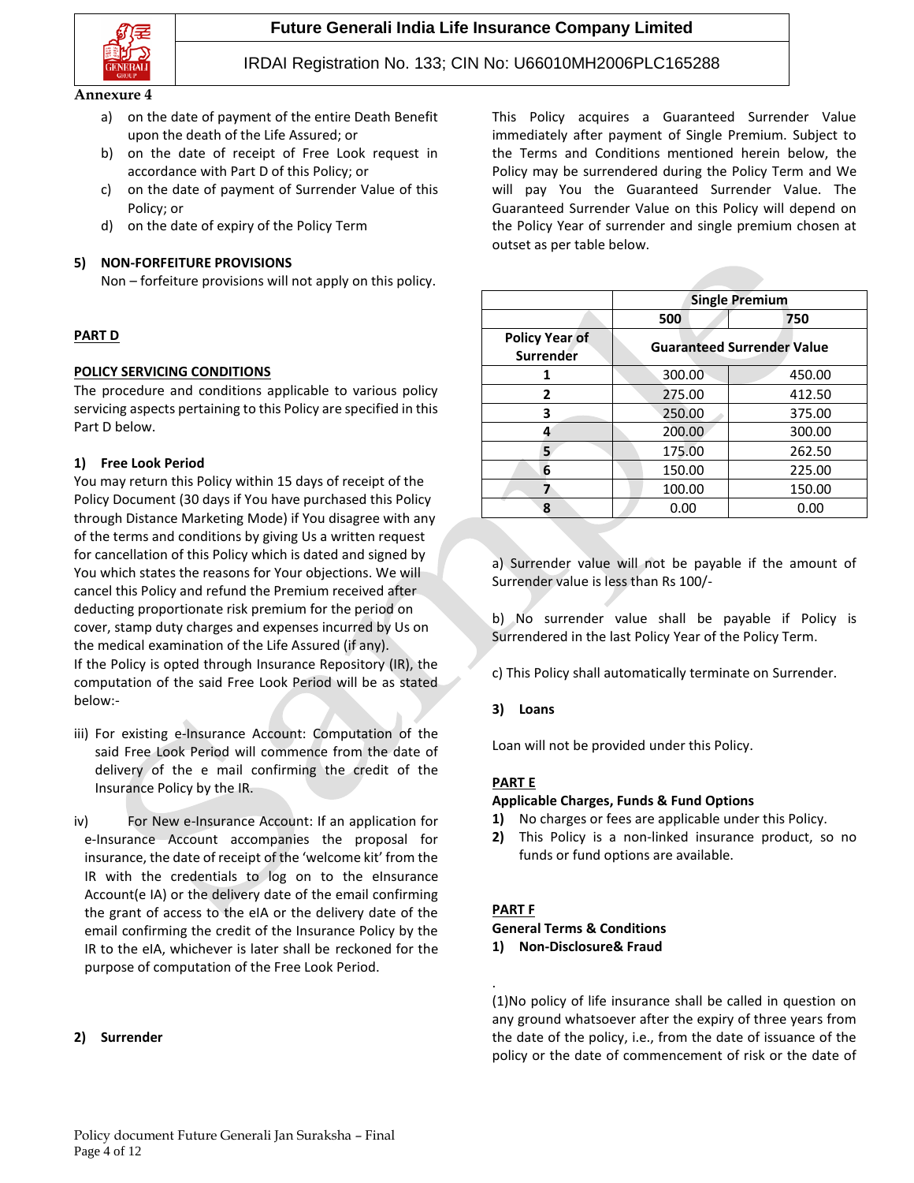Annexure 4

a) on the date of payment of the entire Death Benefit upon the death of the Life Assured; or
b) on the date of receipt of Free Look request in accordance with Part D of this Policy; or
c) on the date of payment of Surrender Value of this Policy; or
d) on the date of expiry of the Policy Term

**5) NON-FORFEITURE PROVISIONS**

Non – forfeiture provisions will not apply on this policy.

## PART D

### POLICY SERVICING CONDITIONS

The procedure and conditions applicable to various policy servicing aspects pertaining to this Policy are specified in this Part D below.

**1) Free Look Period**

You may return this Policy within 15 days of receipt of the Policy Document (30 days if You have purchased this Policy through Distance Marketing Mode) if You disagree with any of the terms and conditions by giving Us a written request for cancellation of this Policy which is dated and signed by You which states the reasons for Your objections. We will cancel this Policy and refund the Premium received after deducting proportionate risk premium for the period on cover, stamp duty charges and expenses incurred by Us on the medical examination of the Life Assured (if any).

If the Policy is opted through Insurance Repository (IR), the computation of the said Free Look Period will be as stated below:-

iii) For existing e-Insurance Account: Computation of the said Free Look Period will commence from the date of delivery of the e mail confirming the credit of the Insurance Policy by the IR.

iv) For New e-Insurance Account: If an application for e-Insurance Account accompanies the proposal for insurance, the date of receipt of the 'welcome kit' from the IR with the credentials to log on to the eInsurance Account(e IA) or the delivery date of the email confirming the grant of access to the eIA or the delivery date of the email confirming the credit of the Insurance Policy by the IR to the eIA, whichever is later shall be reckoned for the purpose of computation of the Free Look Period.

**2) Surrender**

This Policy acquires a Guaranteed Surrender Value immediately after payment of Single Premium. Subject to the Terms and Conditions mentioned herein below, the Policy may be surrendered during the Policy Term and We will pay You the Guaranteed Surrender Value. The Guaranteed Surrender Value on this Policy will depend on the Policy Year of surrender and single premium chosen at outset as per table below.

| | **Single Premium** | |
|---|---|---|
| | **500** | **750** |
| **Policy Year of Surrender** | **Guaranteed Surrender Value** | |
| **1** | 300.00 | 450.00 |
| **2** | 275.00 | 412.50 |
| **3** | 250.00 | 375.00 |
| **4** | 200.00 | 300.00 |
| **5** | 175.00 | 262.50 |
| **6** | 150.00 | 225.00 |
| **7** | 100.00 | 150.00 |
| **8** | 0.00 | 0.00 |

a) Surrender value will not be payable if the amount of Surrender value is less than Rs 100/-

b) No surrender value shall be payable if Policy is Surrendered in the last Policy Year of the Policy Term.

c) This Policy shall automatically terminate on Surrender.

**3) Loans**

Loan will not be provided under this Policy.

## PART E

**Applicable Charges, Funds & Fund Options**

1) No charges or fees are applicable under this Policy.
2) This Policy is a non-linked insurance product, so no funds or fund options are available.

## PART F

**General Terms & Conditions**

**1) Non-Disclosure& Fraud**

.

(1)No policy of life insurance shall be called in question on any ground whatsoever after the expiry of three years from the date of the policy, i.e., from the date of issuance of the policy or the date of commencement of risk or the date of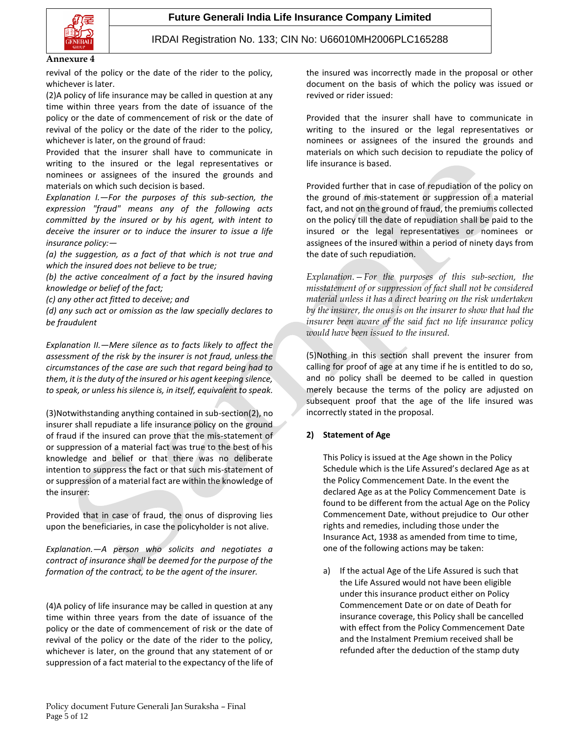Annexure 4

revival of the policy or the date of the rider to the policy, whichever is later.

(2)A policy of life insurance may be called in question at any time within three years from the date of issuance of the policy or the date of commencement of risk or the date of revival of the policy or the date of the rider to the policy, whichever is later, on the ground of fraud:

Provided that the insurer shall have to communicate in writing to the insured or the legal representatives or nominees or assignees of the insured the grounds and materials on which such decision is based.

*Explanation I.—For the purposes of this sub-section, the expression "fraud" means any of the following acts committed by the insured or by his agent, with intent to deceive the insurer or to induce the insurer to issue a life insurance policy:—*

*(a) the suggestion, as a fact of that which is not true and which the insured does not believe to be true;*

*(b) the active concealment of a fact by the insured having knowledge or belief of the fact;*

*(c) any other act fitted to deceive; and*

*(d) any such act or omission as the law specially declares to be fraudulent*

*Explanation II.—Mere silence as to facts likely to affect the assessment of the risk by the insurer is not fraud, unless the circumstances of the case are such that regard being had to them, it is the duty of the insured or his agent keeping silence, to speak, or unless his silence is, in itself, equivalent to speak.*

(3)Notwithstanding anything contained in sub-section(2), no insurer shall repudiate a life insurance policy on the ground of fraud if the insured can prove that the mis-statement of or suppression of a material fact was true to the best of his knowledge and belief or that there was no deliberate intention to suppress the fact or that such mis-statement of or suppression of a material fact are within the knowledge of the insurer:

Provided that in case of fraud, the onus of disproving lies upon the beneficiaries, in case the policyholder is not alive.

*Explanation.—A person who solicits and negotiates a contract of insurance shall be deemed for the purpose of the formation of the contract, to be the agent of the insurer.*

(4)A policy of life insurance may be called in question at any time within three years from the date of issuance of the policy or the date of commencement of risk or the date of revival of the policy or the date of the rider to the policy, whichever is later, on the ground that any statement of or suppression of a fact material to the expectancy of the life of the insured was incorrectly made in the proposal or other document on the basis of which the policy was issued or revived or rider issued:

Provided that the insurer shall have to communicate in writing to the insured or the legal representatives or nominees or assignees of the insured the grounds and materials on which such decision to repudiate the policy of life insurance is based.

Provided further that in case of repudiation of the policy on the ground of mis-statement or suppression of a material fact, and not on the ground of fraud, the premiums collected on the policy till the date of repudiation shall be paid to the insured or the legal representatives or nominees or assignees of the insured within a period of ninety days from the date of such repudiation.

*Explanation.—For the purposes of this sub-section, the misstatement of or suppression of fact shall not be considered material unless it has a direct bearing on the risk undertaken by the insurer, the onus is on the insurer to show that had the insurer been aware of the said fact no life insurance policy would have been issued to the insured.*

(5)Nothing in this section shall prevent the insurer from calling for proof of age at any time if he is entitled to do so, and no policy shall be deemed to be called in question merely because the terms of the policy are adjusted on subsequent proof that the age of the life insured was incorrectly stated in the proposal.

**2) Statement of Age**

This Policy is issued at the Age shown in the Policy Schedule which is the Life Assured's declared Age as at the Policy Commencement Date. In the event the declared Age as at the Policy Commencement Date is found to be different from the actual Age on the Policy Commencement Date, without prejudice to Our other rights and remedies, including those under the Insurance Act, 1938 as amended from time to time, one of the following actions may be taken:

a) If the actual Age of the Life Assured is such that the Life Assured would not have been eligible under this insurance product either on Policy Commencement Date or on date of Death for insurance coverage, this Policy shall be cancelled with effect from the Policy Commencement Date and the Instalment Premium received shall be refunded after the deduction of the stamp duty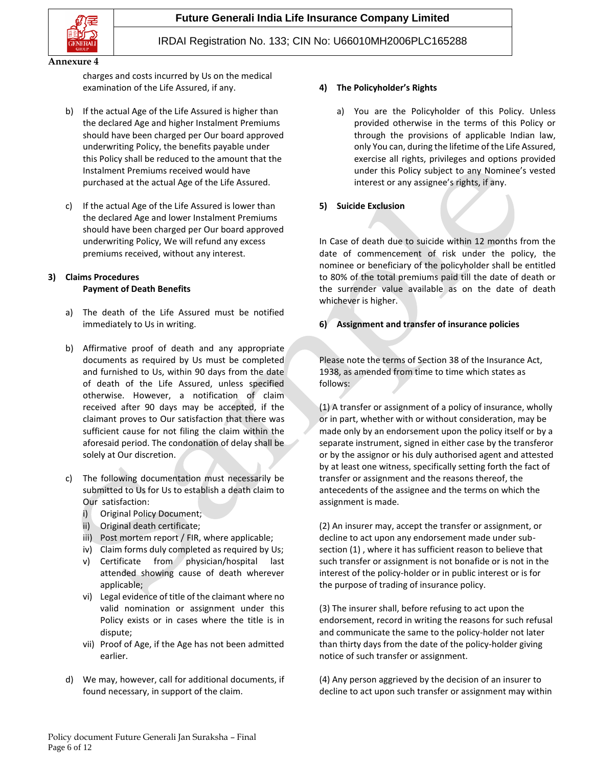Annexure 4

charges and costs incurred by Us on the medical examination of the Life Assured, if any.

b) If the actual Age of the Life Assured is higher than the declared Age and higher Instalment Premiums should have been charged per Our board approved underwriting Policy, the benefits payable under this Policy shall be reduced to the amount that the Instalment Premiums received would have purchased at the actual Age of the Life Assured.

c) If the actual Age of the Life Assured is lower than the declared Age and lower Instalment Premiums should have been charged per Our board approved underwriting Policy, We will refund any excess premiums received, without any interest.

## 3) Claims Procedures

**Payment of Death Benefits**

a) The death of the Life Assured must be notified immediately to Us in writing.

b) Affirmative proof of death and any appropriate documents as required by Us must be completed and furnished to Us, within 90 days from the date of death of the Life Assured, unless specified otherwise. However, a notification of claim received after 90 days may be accepted, if the claimant proves to Our satisfaction that there was sufficient cause for not filing the claim within the aforesaid period. The condonation of delay shall be solely at Our discretion.

c) The following documentation must necessarily be submitted to Us for Us to establish a death claim to Our satisfaction:

i) Original Policy Document;
ii) Original death certificate;
iii) Post mortem report / FIR, where applicable;
iv) Claim forms duly completed as required by Us;
v) Certificate from physician/hospital last attended showing cause of death wherever applicable;
vi) Legal evidence of title of the claimant where no valid nomination or assignment under this Policy exists or in cases where the title is in dispute;
vii) Proof of Age, if the Age has not been admitted earlier.

d) We may, however, call for additional documents, if found necessary, in support of the claim.

## 4) The Policyholder's Rights

a) You are the Policyholder of this Policy. Unless provided otherwise in the terms of this Policy or through the provisions of applicable Indian law, only You can, during the lifetime of the Life Assured, exercise all rights, privileges and options provided under this Policy subject to any Nominee's vested interest or any assignee's rights, if any.

## 5) Suicide Exclusion

In Case of death due to suicide within 12 months from the date of commencement of risk under the policy, the nominee or beneficiary of the policyholder shall be entitled to 80% of the total premiums paid till the date of death or the surrender value available as on the date of death whichever is higher.

## 6) Assignment and transfer of insurance policies

Please note the terms of Section 38 of the Insurance Act, 1938, as amended from time to time which states as follows:

(1) A transfer or assignment of a policy of insurance, wholly or in part, whether with or without consideration, may be made only by an endorsement upon the policy itself or by a separate instrument, signed in either case by the transferor or by the assignor or his duly authorised agent and attested by at least one witness, specifically setting forth the fact of transfer or assignment and the reasons thereof, the antecedents of the assignee and the terms on which the assignment is made.

(2) An insurer may, accept the transfer or assignment, or decline to act upon any endorsement made under sub-section (1) , where it has sufficient reason to believe that such transfer or assignment is not bonafide or is not in the interest of the policy-holder or in public interest or is for the purpose of trading of insurance policy.

(3) The insurer shall, before refusing to act upon the endorsement, record in writing the reasons for such refusal and communicate the same to the policy-holder not later than thirty days from the date of the policy-holder giving notice of such transfer or assignment.

(4) Any person aggrieved by the decision of an insurer to decline to act upon such transfer or assignment may within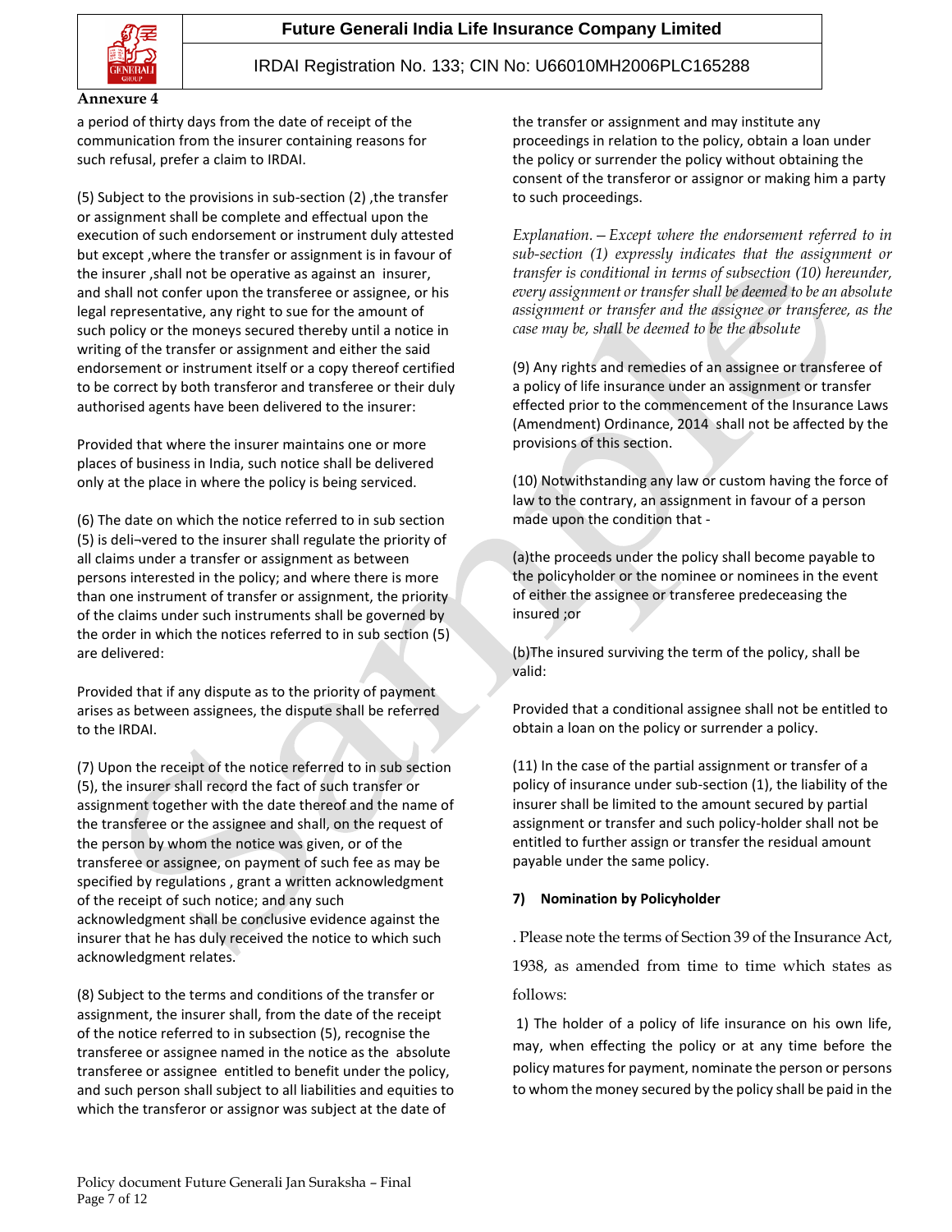**Annexure 4**

a period of thirty days from the date of receipt of the communication from the insurer containing reasons for such refusal, prefer a claim to IRDAI.

(5) Subject to the provisions in sub-section (2) ,the transfer or assignment shall be complete and effectual upon the execution of such endorsement or instrument duly attested but except ,where the transfer or assignment is in favour of the insurer ,shall not be operative as against an insurer, and shall not confer upon the transferee or assignee, or his legal representative, any right to sue for the amount of such policy or the moneys secured thereby until a notice in writing of the transfer or assignment and either the said endorsement or instrument itself or a copy thereof certified to be correct by both transferor and transferee or their duly authorised agents have been delivered to the insurer:

Provided that where the insurer maintains one or more places of business in India, such notice shall be delivered only at the place in where the policy is being serviced.

(6) The date on which the notice referred to in sub section (5) is deli¬vered to the insurer shall regulate the priority of all claims under a transfer or assignment as between persons interested in the policy; and where there is more than one instrument of transfer or assignment, the priority of the claims under such instruments shall be governed by the order in which the notices referred to in sub section (5) are delivered:

Provided that if any dispute as to the priority of payment arises as between assignees, the dispute shall be referred to the IRDAI.

(7) Upon the receipt of the notice referred to in sub section (5), the insurer shall record the fact of such transfer or assignment together with the date thereof and the name of the transferee or the assignee and shall, on the request of the person by whom the notice was given, or of the transferee or assignee, on payment of such fee as may be specified by regulations , grant a written acknowledgment of the receipt of such notice; and any such acknowledgment shall be conclusive evidence against the insurer that he has duly received the notice to which such acknowledgment relates.

(8) Subject to the terms and conditions of the transfer or assignment, the insurer shall, from the date of the receipt of the notice referred to in subsection (5), recognise the transferee or assignee named in the notice as the absolute transferee or assignee entitled to benefit under the policy, and such person shall subject to all liabilities and equities to which the transferor or assignor was subject at the date of the transfer or assignment and may institute any proceedings in relation to the policy, obtain a loan under the policy or surrender the policy without obtaining the consent of the transferor or assignor or making him a party to such proceedings.

*Explanation. – Except where the endorsement referred to in sub-section (1) expressly indicates that the assignment or transfer is conditional in terms of subsection (10) hereunder, every assignment or transfer shall be deemed to be an absolute assignment or transfer and the assignee or transferee, as the case may be, shall be deemed to be the absolute*

(9) Any rights and remedies of an assignee or transferee of a policy of life insurance under an assignment or transfer effected prior to the commencement of the Insurance Laws (Amendment) Ordinance, 2014 shall not be affected by the provisions of this section.

(10) Notwithstanding any law or custom having the force of law to the contrary, an assignment in favour of a person made upon the condition that -

(a)the proceeds under the policy shall become payable to the policyholder or the nominee or nominees in the event of either the assignee or transferee predeceasing the insured ;or

(b)The insured surviving the term of the policy, shall be valid:

Provided that a conditional assignee shall not be entitled to obtain a loan on the policy or surrender a policy.

(11) In the case of the partial assignment or transfer of a policy of insurance under sub-section (1), the liability of the insurer shall be limited to the amount secured by partial assignment or transfer and such policy-holder shall not be entitled to further assign or transfer the residual amount payable under the same policy.

**7) Nomination by Policyholder**

. Please note the terms of Section 39 of the Insurance Act, 1938, as amended from time to time which states as follows:

1) The holder of a policy of life insurance on his own life, may, when effecting the policy or at any time before the policy matures for payment, nominate the person or persons to whom the money secured by the policy shall be paid in the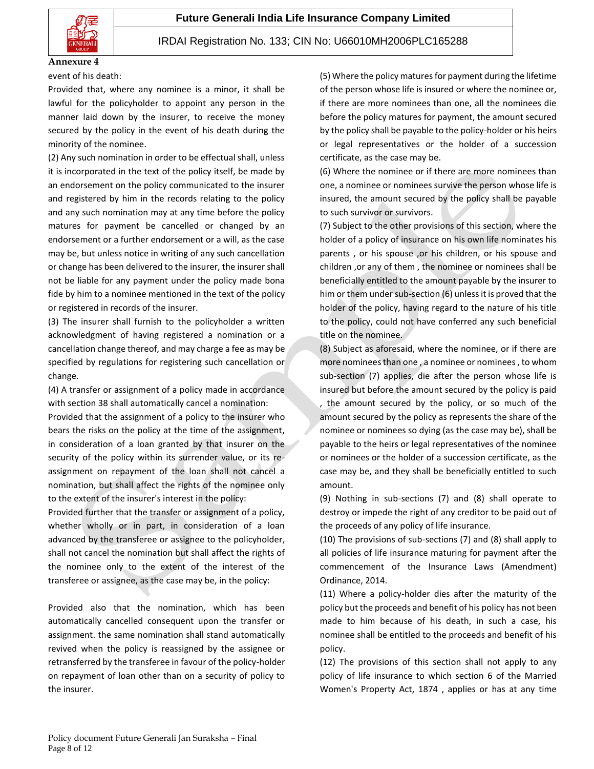**Annexure 4**

event of his death:

Provided that, where any nominee is a minor, it shall be lawful for the policyholder to appoint any person in the manner laid down by the insurer, to receive the money secured by the policy in the event of his death during the minority of the nominee.

(2) Any such nomination in order to be effectual shall, unless it is incorporated in the text of the policy itself, be made by an endorsement on the policy communicated to the insurer and registered by him in the records relating to the policy and any such nomination may at any time before the policy matures for payment be cancelled or changed by an endorsement or a further endorsement or a will, as the case may be, but unless notice in writing of any such cancellation or change has been delivered to the insurer, the insurer shall not be liable for any payment under the policy made bona fide by him to a nominee mentioned in the text of the policy or registered in records of the insurer.

(3) The insurer shall furnish to the policyholder a written acknowledgment of having registered a nomination or a cancellation change thereof, and may charge a fee as may be specified by regulations for registering such cancellation or change.

(4) A transfer or assignment of a policy made in accordance with section 38 shall automatically cancel a nomination:

Provided that the assignment of a policy to the insurer who bears the risks on the policy at the time of the assignment, in consideration of a loan granted by that insurer on the security of the policy within its surrender value, or its re-assignment on repayment of the loan shall not cancel a nomination, but shall affect the rights of the nominee only to the extent of the insurer's interest in the policy:

Provided further that the transfer or assignment of a policy, whether wholly or in part, in consideration of a loan advanced by the transferee or assignee to the policyholder, shall not cancel the nomination but shall affect the rights of the nominee only to the extent of the interest of the transferee or assignee, as the case may be, in the policy:

Provided also that the nomination, which has been automatically cancelled consequent upon the transfer or assignment. the same nomination shall stand automatically revived when the policy is reassigned by the assignee or retransferred by the transferee in favour of the policy-holder on repayment of loan other than on a security of policy to the insurer.

(5) Where the policy matures for payment during the lifetime of the person whose life is insured or where the nominee or, if there are more nominees than one, all the nominees die before the policy matures for payment, the amount secured by the policy shall be payable to the policy-holder or his heirs or legal representatives or the holder of a succession certificate, as the case may be.

(6) Where the nominee or if there are more nominees than one, a nominee or nominees survive the person whose life is insured, the amount secured by the policy shall be payable to such survivor or survivors.

(7) Subject to the other provisions of this section, where the holder of a policy of insurance on his own life nominates his parents , or his spouse ,or his children, or his spouse and children ,or any of them , the nominee or nominees shall be beneficially entitled to the amount payable by the insurer to him or them under sub-section (6) unless it is proved that the holder of the policy, having regard to the nature of his title to the policy, could not have conferred any such beneficial title on the nominee.

(8) Subject as aforesaid, where the nominee, or if there are more nominees than one , a nominee or nominees , to whom sub-section (7) applies, die after the person whose life is insured but before the amount secured by the policy is paid , the amount secured by the policy, or so much of the amount secured by the policy as represents the share of the nominee or nominees so dying (as the case may be), shall be payable to the heirs or legal representatives of the nominee or nominees or the holder of a succession certificate, as the case may be, and they shall be beneficially entitled to such amount.

(9) Nothing in sub-sections (7) and (8) shall operate to destroy or impede the right of any creditor to be paid out of the proceeds of any policy of life insurance.

(10) The provisions of sub-sections (7) and (8) shall apply to all policies of life insurance maturing for payment after the commencement of the Insurance Laws (Amendment) Ordinance, 2014.

(11) Where a policy-holder dies after the maturity of the policy but the proceeds and benefit of his policy has not been made to him because of his death, in such a case, his nominee shall be entitled to the proceeds and benefit of his policy.

(12) The provisions of this section shall not apply to any policy of life insurance to which section 6 of the Married Women's Property Act, 1874 , applies or has at any time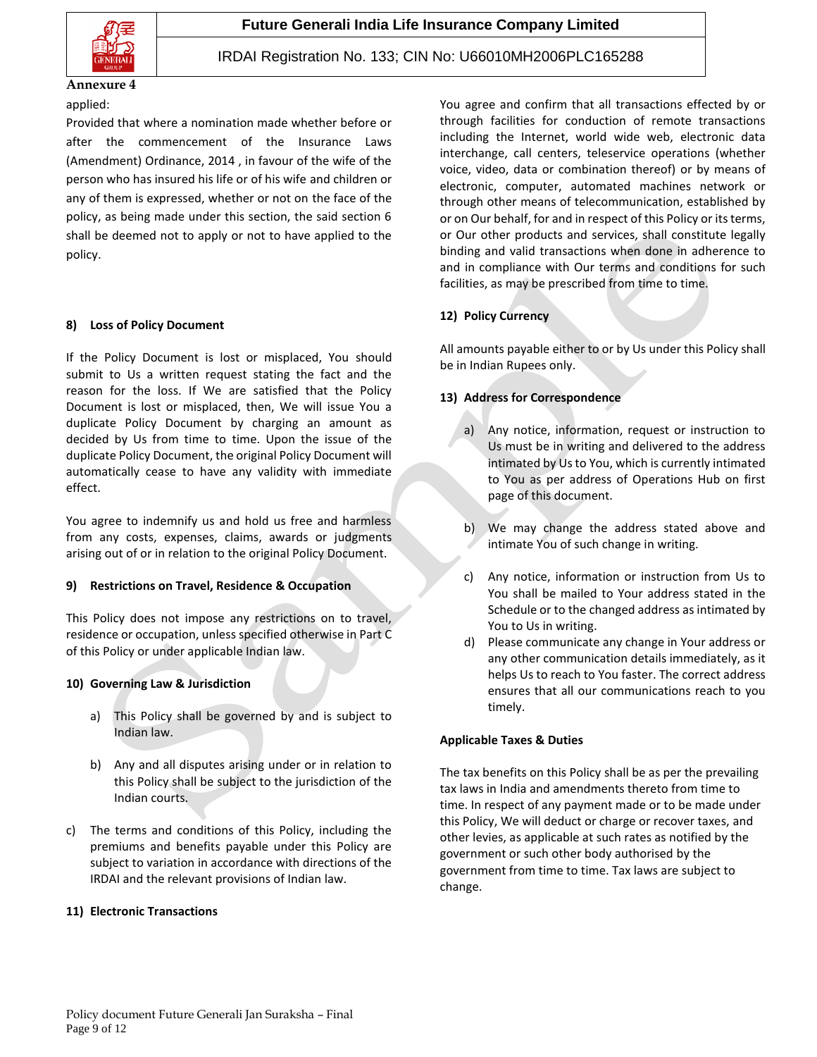Annexure 4

applied:

Provided that where a nomination made whether before or after the commencement of the Insurance Laws (Amendment) Ordinance, 2014 , in favour of the wife of the person who has insured his life or of his wife and children or any of them is expressed, whether or not on the face of the policy, as being made under this section, the said section 6 shall be deemed not to apply or not to have applied to the policy.

**8) Loss of Policy Document**

If the Policy Document is lost or misplaced, You should submit to Us a written request stating the fact and the reason for the loss. If We are satisfied that the Policy Document is lost or misplaced, then, We will issue You a duplicate Policy Document by charging an amount as decided by Us from time to time. Upon the issue of the duplicate Policy Document, the original Policy Document will automatically cease to have any validity with immediate effect.

You agree to indemnify us and hold us free and harmless from any costs, expenses, claims, awards or judgments arising out of or in relation to the original Policy Document.

**9) Restrictions on Travel, Residence & Occupation**

This Policy does not impose any restrictions on to travel, residence or occupation, unless specified otherwise in Part C of this Policy or under applicable Indian law.

**10) Governing Law & Jurisdiction**

a) This Policy shall be governed by and is subject to Indian law.

b) Any and all disputes arising under or in relation to this Policy shall be subject to the jurisdiction of the Indian courts.

c) The terms and conditions of this Policy, including the premiums and benefits payable under this Policy are subject to variation in accordance with directions of the IRDAI and the relevant provisions of Indian law.

**11) Electronic Transactions**

You agree and confirm that all transactions effected by or through facilities for conduction of remote transactions including the Internet, world wide web, electronic data interchange, call centers, teleservice operations (whether voice, video, data or combination thereof) or by means of electronic, computer, automated machines network or through other means of telecommunication, established by or on Our behalf, for and in respect of this Policy or its terms, or Our other products and services, shall constitute legally binding and valid transactions when done in adherence to and in compliance with Our terms and conditions for such facilities, as may be prescribed from time to time.

**12) Policy Currency**

All amounts payable either to or by Us under this Policy shall be in Indian Rupees only.

**13) Address for Correspondence**

a) Any notice, information, request or instruction to Us must be in writing and delivered to the address intimated by Us to You, which is currently intimated to You as per address of Operations Hub on first page of this document.

b) We may change the address stated above and intimate You of such change in writing.

c) Any notice, information or instruction from Us to You shall be mailed to Your address stated in the Schedule or to the changed address as intimated by You to Us in writing.

d) Please communicate any change in Your address or any other communication details immediately, as it helps Us to reach to You faster. The correct address ensures that all our communications reach to you timely.

**Applicable Taxes & Duties**

The tax benefits on this Policy shall be as per the prevailing tax laws in India and amendments thereto from time to time. In respect of any payment made or to be made under this Policy, We will deduct or charge or recover taxes, and other levies, as applicable at such rates as notified by the government or such other body authorised by the government from time to time. Tax laws are subject to change.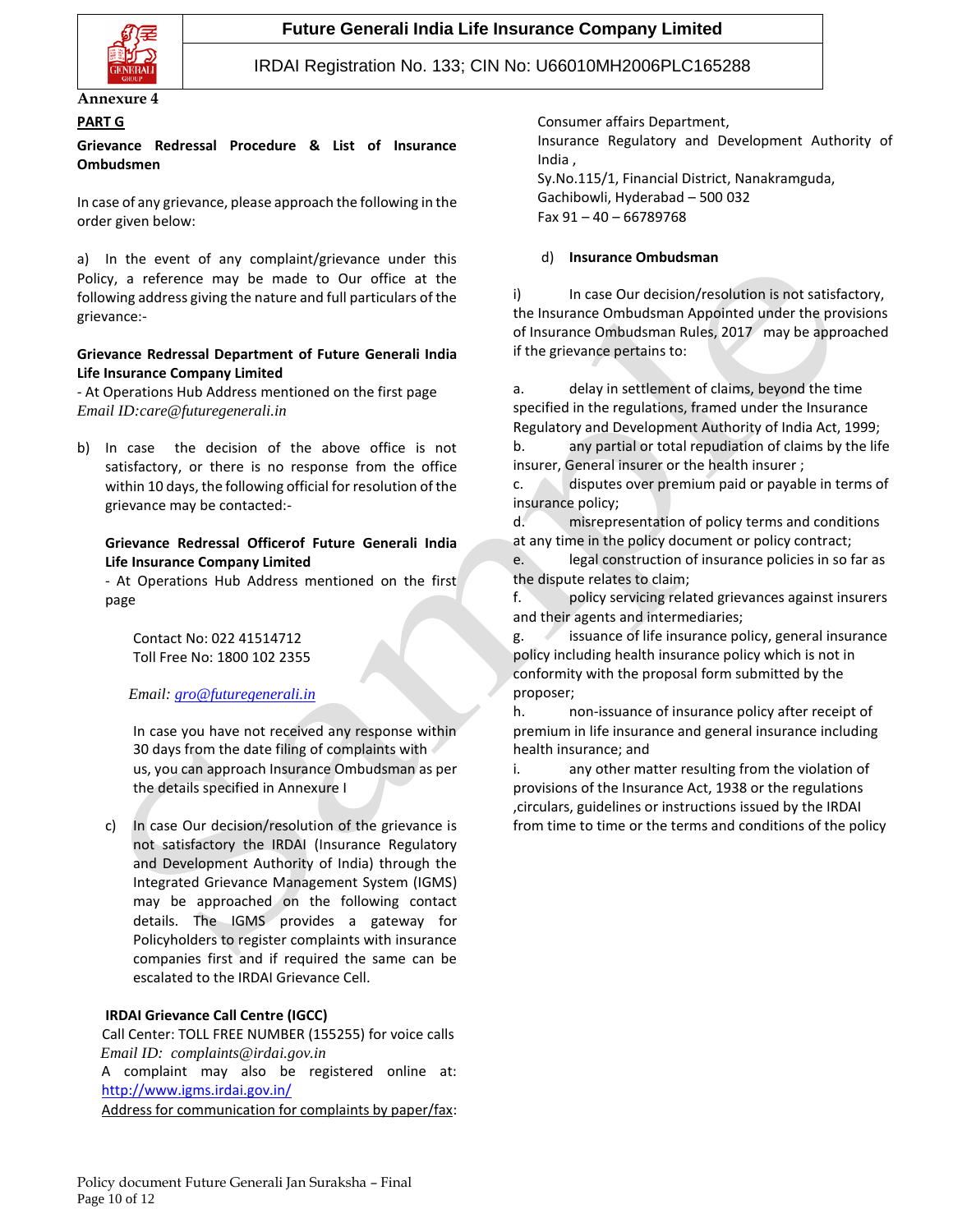Annexure 4

**PART G**

**Grievance Redressal Procedure & List of Insurance Ombudsmen**

In case of any grievance, please approach the following in the order given below:

a) In the event of any complaint/grievance under this Policy, a reference may be made to Our office at the following address giving the nature and full particulars of the grievance:-

**Grievance Redressal Department of Future Generali India Life Insurance Company Limited**
- At Operations Hub Address mentioned on the first page
*Email ID:care@futuregenerali.in*

b) In case the decision of the above office is not satisfactory, or there is no response from the office within 10 days, the following official for resolution of the grievance may be contacted:-

**Grievance Redressal Officerof Future Generali India Life Insurance Company Limited**
- At Operations Hub Address mentioned on the first page

Contact No: 022 41514712
Toll Free No: 1800 102 2355

*Email: gro@futuregenerali.in*

In case you have not received any response within 30 days from the date filing of complaints with us, you can approach Insurance Ombudsman as per the details specified in Annexure I

c) In case Our decision/resolution of the grievance is not satisfactory the IRDAI (Insurance Regulatory and Development Authority of India) through the Integrated Grievance Management System (IGMS) may be approached on the following contact details. The IGMS provides a gateway for Policyholders to register complaints with insurance companies first and if required the same can be escalated to the IRDAI Grievance Cell.

**IRDAI Grievance Call Centre (IGCC)**
Call Center: TOLL FREE NUMBER (155255) for voice calls
*Email ID: complaints@irdai.gov.in*
A complaint may also be registered online at: http://www.igms.irdai.gov.in/
Address for communication for complaints by paper/fax:

Consumer affairs Department,
Insurance Regulatory and Development Authority of India ,
Sy.No.115/1, Financial District, Nanakramguda,
Gachibowli, Hyderabad – 500 032
Fax 91 – 40 – 66789768

d) **Insurance Ombudsman**

i) In case Our decision/resolution is not satisfactory, the Insurance Ombudsman Appointed under the provisions of Insurance Ombudsman Rules, 2017 may be approached if the grievance pertains to:

a. delay in settlement of claims, beyond the time specified in the regulations, framed under the Insurance Regulatory and Development Authority of India Act, 1999;
b. any partial or total repudiation of claims by the life insurer, General insurer or the health insurer ;
c. disputes over premium paid or payable in terms of insurance policy;
d. misrepresentation of policy terms and conditions at any time in the policy document or policy contract;
e. legal construction of insurance policies in so far as the dispute relates to claim;
f. policy servicing related grievances against insurers and their agents and intermediaries;
g. issuance of life insurance policy, general insurance policy including health insurance policy which is not in conformity with the proposal form submitted by the proposer;
h. non-issuance of insurance policy after receipt of premium in life insurance and general insurance including health insurance; and
i. any other matter resulting from the violation of provisions of the Insurance Act, 1938 or the regulations ,circulars, guidelines or instructions issued by the IRDAI from time to time or the terms and conditions of the policy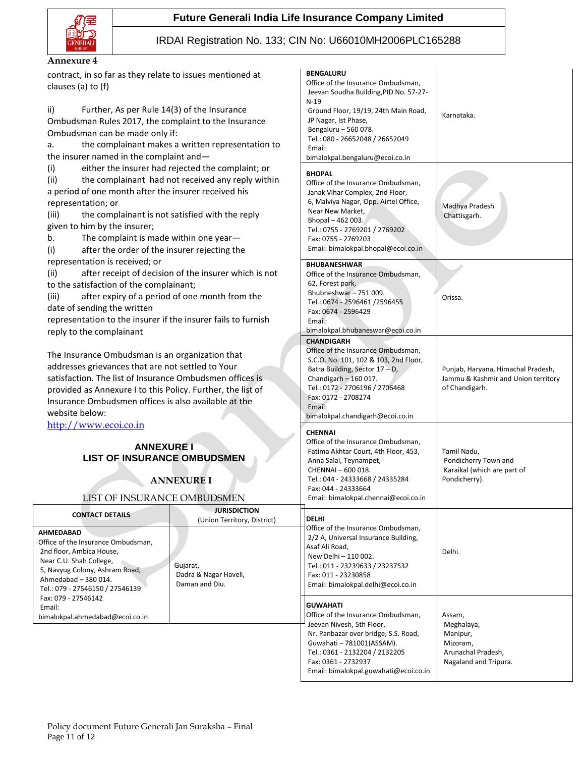Annexure 4

contract, in so far as they relate to issues mentioned at clauses (a) to (f)

ii) Further, As per Rule 14(3) of the Insurance Ombudsman Rules 2017, the complaint to the Insurance Ombudsman can be made only if:

a. the complainant makes a written representation to the insurer named in the complaint and—

(i) either the insurer had rejected the complaint; or

(ii) the complainant had not received any reply within a period of one month after the insurer received his representation; or

(iii) the complainant is not satisfied with the reply given to him by the insurer;

b. The complaint is made within one year—

(i) after the order of the insurer rejecting the representation is received; or

(ii) after receipt of decision of the insurer which is not to the satisfaction of the complainant;

(iii) after expiry of a period of one month from the date of sending the written representation to the insurer if the insurer fails to furnish reply to the complainant

The Insurance Ombudsman is an organization that addresses grievances that are not settled to Your satisfaction. The list of Insurance Ombudsmen offices is provided as Annexure I to this Policy. Further, the list of Insurance Ombudsmen offices is also available at the website below:

http://www.ecoi.co.in

## ANNEXURE I
## LIST OF INSURANCE OMBUDSMEN

## ANNEXURE I

LIST OF INSURANCE OMBUDSMEN

| CONTACT DETAILS | JURISDICTION (Union Territory, District) |
|---|---|
| **AHMEDABAD** Office of the Insurance Ombudsman, 2nd floor, Ambica House, Near C.U. Shah College, 5, Navyug Colony, Ashram Road, Ahmedabad – 380 014. Tel.: 079 - 27546150 / 27546139 Fax: 079 - 27546142 Email: bimalokpal.ahmedabad@ecoi.co.in | Gujarat, Dadra & Nagar Haveli, Daman and Diu. |
| **BENGALURU** Office of the Insurance Ombudsman, Jeevan Soudha Building,PID No. 57-27-N-19 Ground Floor, 19/19, 24th Main Road, JP Nagar, Ist Phase, Bengaluru – 560 078. Tel.: 080 - 26652048 / 26652049 Email: bimalokpal.bengaluru@ecoi.co.in | Karnataka. |
| **BHOPAL** Office of the Insurance Ombudsman, Janak Vihar Complex, 2nd Floor, 6, Malviya Nagar, Opp. Airtel Office, Near New Market, Bhopal – 462 003. Tel.: 0755 - 2769201 / 2769202 Fax: 0755 - 2769203 Email: bimalokpal.bhopal@ecoi.co.in | Madhya Pradesh Chattisgarh. |
| **BHUBANESHWAR** Office of the Insurance Ombudsman, 62, Forest park, Bhubneshwar – 751 009. Tel.: 0674 - 2596461 /2596455 Fax: 0674 - 2596429 Email: bimalokpal.bhubaneswar@ecoi.co.in | Orissa. |
| **CHANDIGARH** Office of the Insurance Ombudsman, S.C.O. No. 101, 102 & 103, 2nd Floor, Batra Building, Sector 17 – D, Chandigarh – 160 017. Tel.: 0172 - 2706196 / 2706468 Fax: 0172 - 2708274 Email: bimalokpal.chandigarh@ecoi.co.in | Punjab, Haryana, Himachal Pradesh, Jammu & Kashmir and Union territory of Chandigarh. |
| **CHENNAI** Office of the Insurance Ombudsman, Fatima Akhtar Court, 4th Floor, 453, Anna Salai, Teynampet, CHENNAI – 600 018. Tel.: 044 - 24333668 / 24335284 Fax: 044 - 24333664 Email: bimalokpal.chennai@ecoi.co.in | Tamil Nadu, Pondicherry Town and Karaikal (which are part of Pondicherry). |
| **DELHI** Office of the Insurance Ombudsman, 2/2 A, Universal Insurance Building, Asaf Ali Road, New Delhi – 110 002. Tel.: 011 - 23239633 / 23237532 Fax: 011 - 23230858 Email: bimalokpal.delhi@ecoi.co.in | Delhi. |
| **GUWAHATI** Office of the Insurance Ombudsman, Jeevan Nivesh, 5th Floor, Nr. Panbazar over bridge, S.S. Road, Guwahati – 781001(ASSAM). Tel.: 0361 - 2132204 / 2132205 Fax: 0361 - 2732937 Email: bimalokpal.guwahati@ecoi.co.in | Assam, Meghalaya, Manipur, Mizoram, Arunachal Pradesh, Nagaland and Tripura. |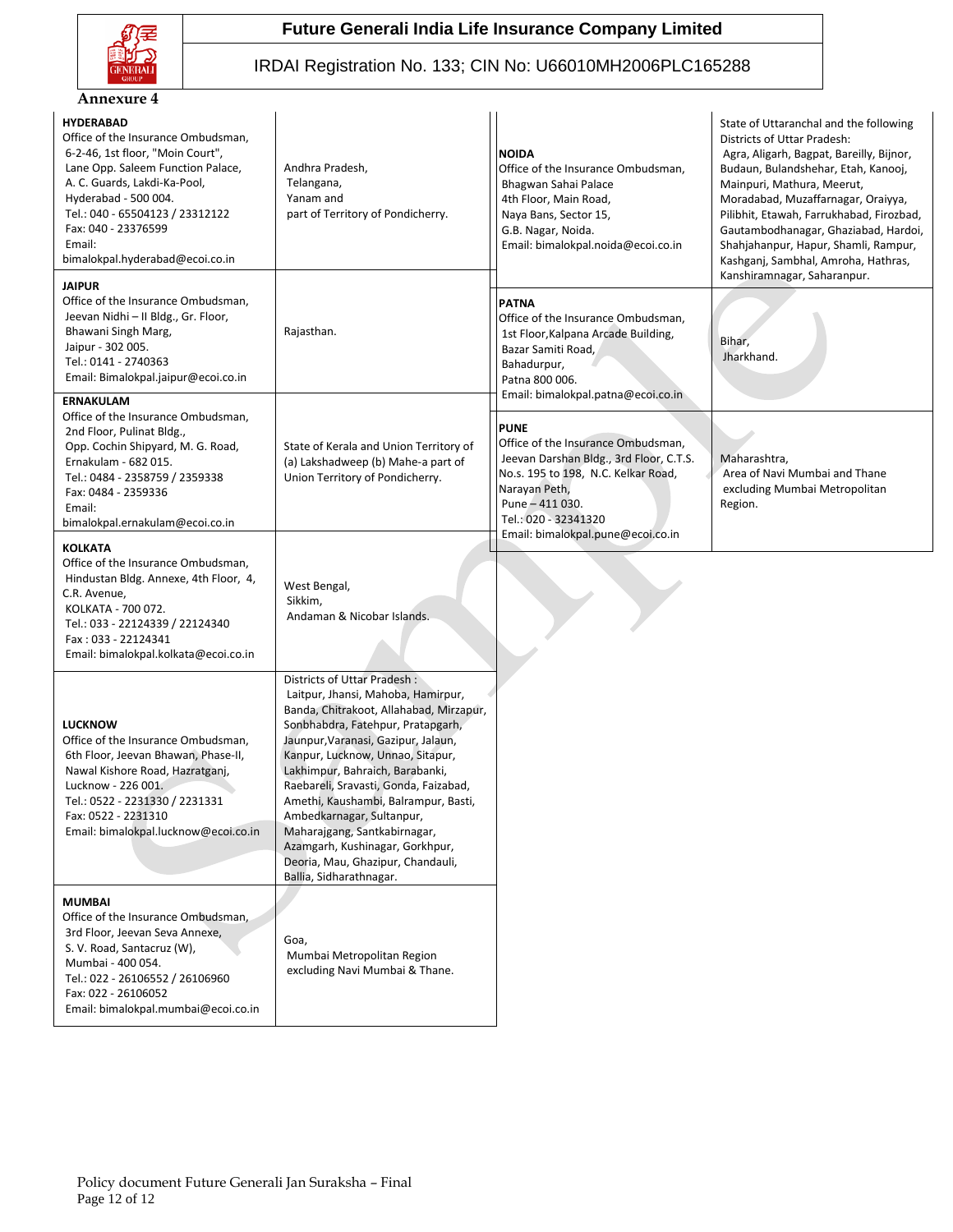Annexure 4

| | |
|---|---|
| **HYDERABAD**<br>Office of the Insurance Ombudsman,<br>6-2-46, 1st floor, "Moin Court",<br>Lane Opp. Saleem Function Palace,<br>A. C. Guards, Lakdi-Ka-Pool,<br>Hyderabad - 500 004.<br>Tel.: 040 - 65504123 / 23312122<br>Fax: 040 - 23376599<br>Email:<br>bimalokpal.hyderabad@ecoi.co.in | Andhra Pradesh,<br>Telangana,<br>Yanam and<br>part of Territory of Pondicherry. |
| **JAIPUR**<br>Office of the Insurance Ombudsman,<br>Jeevan Nidhi – II Bldg., Gr. Floor,<br>Bhawani Singh Marg,<br>Jaipur - 302 005.<br>Tel.: 0141 - 2740363<br>Email: Bimalokpal.jaipur@ecoi.co.in | Rajasthan. |
| **ERNAKULAM**<br>Office of the Insurance Ombudsman,<br>2nd Floor, Pulinat Bldg.,<br>Opp. Cochin Shipyard, M. G. Road,<br>Ernakulam - 682 015.<br>Tel.: 0484 - 2358759 / 2359338<br>Fax: 0484 - 2359336<br>Email:<br>bimalokpal.ernakulam@ecoi.co.in | State of Kerala and Union Territory of (a) Lakshadweep (b) Mahe-a part of Union Territory of Pondicherry. |
| **KOLKATA**<br>Office of the Insurance Ombudsman,<br>Hindustan Bldg. Annexe, 4th Floor, 4, C.R. Avenue,<br>KOLKATA - 700 072.<br>Tel.: 033 - 22124339 / 22124340<br>Fax : 033 - 22124341<br>Email: bimalokpal.kolkata@ecoi.co.in | West Bengal,<br>Sikkim,<br>Andaman & Nicobar Islands. |
| **LUCKNOW**<br>Office of the Insurance Ombudsman,<br>6th Floor, Jeevan Bhawan, Phase-II,<br>Nawal Kishore Road, Hazratganj,<br>Lucknow - 226 001.<br>Tel.: 0522 - 2231330 / 2231331<br>Fax: 0522 - 2231310<br>Email: bimalokpal.lucknow@ecoi.co.in | Districts of Uttar Pradesh :<br>Laitpur, Jhansi, Mahoba, Hamirpur, Banda, Chitrakoot, Allahabad, Mirzapur, Sonbhabdra, Fatehpur, Pratapgarh, Jaunpur,Varanasi, Gazipur, Jalaun, Kanpur, Lucknow, Unnao, Sitapur, Lakhimpur, Bahraich, Barabanki, Raebareli, Sravasti, Gonda, Faizabad, Amethi, Kaushambi, Balrampur, Basti, Ambedkarnagar, Sultanpur, Maharajgang, Santkabirnagar, Azamgarh, Kushinagar, Gorkhpur, Deoria, Mau, Ghazipur, Chandauli, Ballia, Sidharathnagar. |
| **MUMBAI**<br>Office of the Insurance Ombudsman,<br>3rd Floor, Jeevan Seva Annexe,<br>S. V. Road, Santacruz (W),<br>Mumbai - 400 054.<br>Tel.: 022 - 26106552 / 26106960<br>Fax: 022 - 26106052<br>Email: bimalokpal.mumbai@ecoi.co.in | Goa,<br>Mumbai Metropolitan Region excluding Navi Mumbai & Thane. |
| **NOIDA**<br>Office of the Insurance Ombudsman,<br>Bhagwan Sahai Palace<br>4th Floor, Main Road,<br>Naya Bans, Sector 15,<br>G.B. Nagar, Noida.<br>Email: bimalokpal.noida@ecoi.co.in | State of Uttaranchal and the following Districts of Uttar Pradesh:<br>Agra, Aligarh, Bagpat, Bareilly, Bijnor, Budaun, Bulandshehar, Etah, Kanooj, Mainpuri, Mathura, Meerut, Moradabad, Muzaffarnagar, Oraiyya, Pilibhit, Etawah, Farrukhabad, Firozbad, Gautambodhanagar, Ghaziabad, Hardoi, Shahjahanpur, Hapur, Shamli, Rampur, Kashganj, Sambhal, Amroha, Hathras, Kanshiramnagar, Saharanpur. |
| **PATNA**<br>Office of the Insurance Ombudsman,<br>1st Floor,Kalpana Arcade Building,<br>Bazar Samiti Road,<br>Bahadurpur,<br>Patna 800 006.<br>Email: bimalokpal.patna@ecoi.co.in | Bihar,<br>Jharkhand. |
| **PUNE**<br>Office of the Insurance Ombudsman,<br>Jeevan Darshan Bldg., 3rd Floor, C.T.S. No.s. 195 to 198, N.C. Kelkar Road,<br>Narayan Peth,<br>Pune – 411 030.<br>Tel.: 020 - 32341320<br>Email: bimalokpal.pune@ecoi.co.in | Maharashtra,<br>Area of Navi Mumbai and Thane excluding Mumbai Metropolitan Region. |

Policy document Future Generali Jan Suraksha – Final